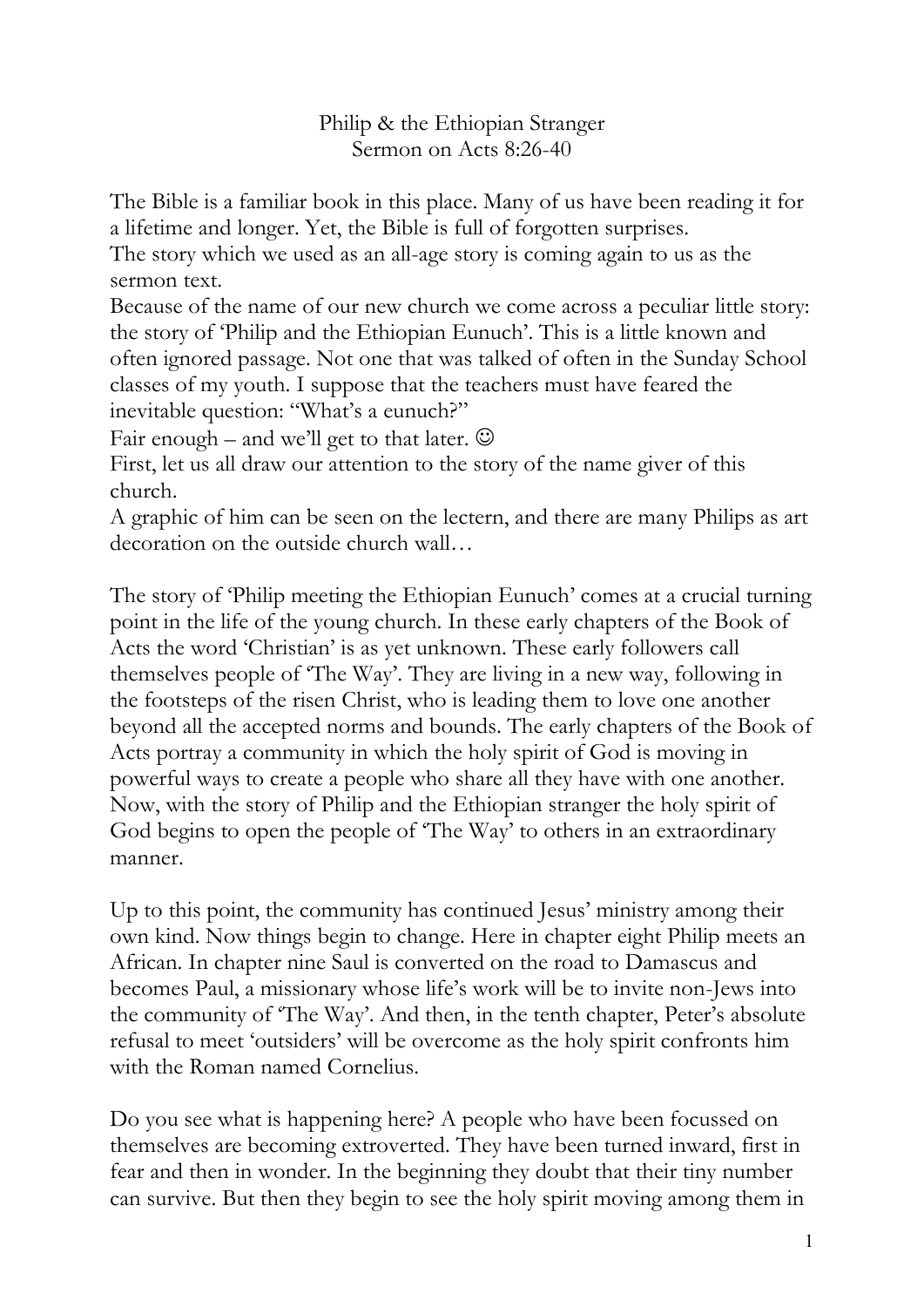# Philip & the Ethiopian Stranger
## Sermon on Acts 8:26-40

The Bible is a familiar book in this place. Many of us have been reading it for a lifetime and longer. Yet, the Bible is full of forgotten surprises.
The story which we used as an all-age story is coming again to us as the sermon text.
Because of the name of our new church we come across a peculiar little story: the story of 'Philip and the Ethiopian Eunuch'. This is a little known and often ignored passage. Not one that was talked of often in the Sunday School classes of my youth. I suppose that the teachers must have feared the inevitable question: "What's a eunuch?"
Fair enough – and we'll get to that later. ☺
First, let us all draw our attention to the story of the name giver of this church.
A graphic of him can be seen on the lectern, and there are many Philips as art decoration on the outside church wall…

The story of 'Philip meeting the Ethiopian Eunuch' comes at a crucial turning point in the life of the young church. In these early chapters of the Book of Acts the word 'Christian' is as yet unknown. These early followers call themselves people of 'The Way'. They are living in a new way, following in the footsteps of the risen Christ, who is leading them to love one another beyond all the accepted norms and bounds. The early chapters of the Book of Acts portray a community in which the holy spirit of God is moving in powerful ways to create a people who share all they have with one another. Now, with the story of Philip and the Ethiopian stranger the holy spirit of God begins to open the people of 'The Way' to others in an extraordinary manner.

Up to this point, the community has continued Jesus' ministry among their own kind. Now things begin to change. Here in chapter eight Philip meets an African. In chapter nine Saul is converted on the road to Damascus and becomes Paul, a missionary whose life's work will be to invite non-Jews into the community of 'The Way'. And then, in the tenth chapter, Peter's absolute refusal to meet 'outsiders' will be overcome as the holy spirit confronts him with the Roman named Cornelius.

Do you see what is happening here? A people who have been focussed on themselves are becoming extroverted. They have been turned inward, first in fear and then in wonder. In the beginning they doubt that their tiny number can survive. But then they begin to see the holy spirit moving among them in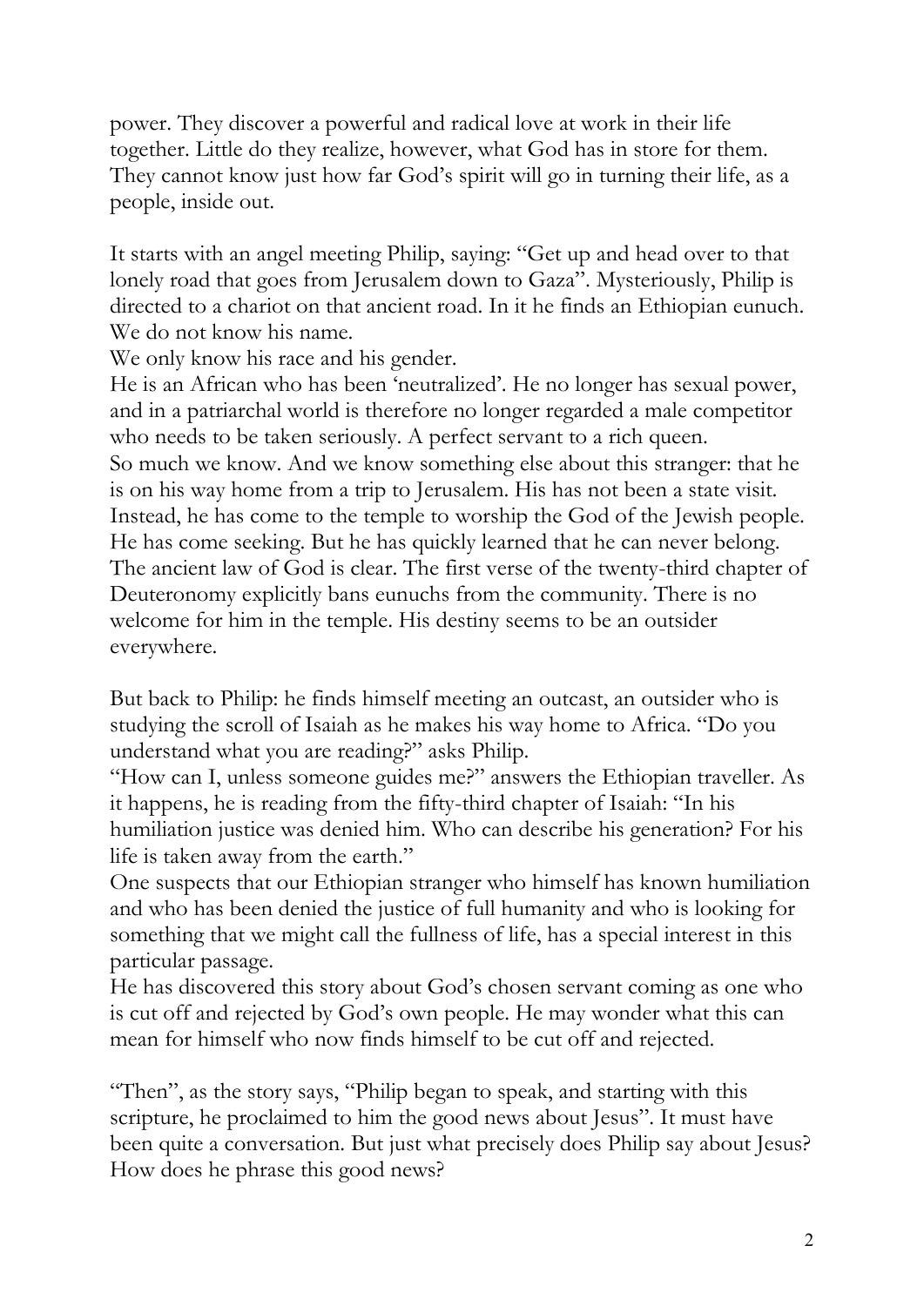power. They discover a powerful and radical love at work in their life together. Little do they realize, however, what God has in store for them. They cannot know just how far God's spirit will go in turning their life, as a people, inside out.

It starts with an angel meeting Philip, saying: "Get up and head over to that lonely road that goes from Jerusalem down to Gaza". Mysteriously, Philip is directed to a chariot on that ancient road. In it he finds an Ethiopian eunuch. We do not know his name.
We only know his race and his gender.
He is an African who has been 'neutralized'. He no longer has sexual power, and in a patriarchal world is therefore no longer regarded a male competitor who needs to be taken seriously. A perfect servant to a rich queen.
So much we know. And we know something else about this stranger: that he is on his way home from a trip to Jerusalem. His has not been a state visit. Instead, he has come to the temple to worship the God of the Jewish people. He has come seeking. But he has quickly learned that he can never belong. The ancient law of God is clear. The first verse of the twenty-third chapter of Deuteronomy explicitly bans eunuchs from the community. There is no welcome for him in the temple. His destiny seems to be an outsider everywhere.

But back to Philip: he finds himself meeting an outcast, an outsider who is studying the scroll of Isaiah as he makes his way home to Africa. "Do you understand what you are reading?" asks Philip.
"How can I, unless someone guides me?" answers the Ethiopian traveller. As it happens, he is reading from the fifty-third chapter of Isaiah: "In his humiliation justice was denied him. Who can describe his generation? For his life is taken away from the earth."
One suspects that our Ethiopian stranger who himself has known humiliation and who has been denied the justice of full humanity and who is looking for something that we might call the fullness of life, has a special interest in this particular passage.
He has discovered this story about God's chosen servant coming as one who is cut off and rejected by God's own people. He may wonder what this can mean for himself who now finds himself to be cut off and rejected.

"Then", as the story says, "Philip began to speak, and starting with this scripture, he proclaimed to him the good news about Jesus". It must have been quite a conversation. But just what precisely does Philip say about Jesus? How does he phrase this good news?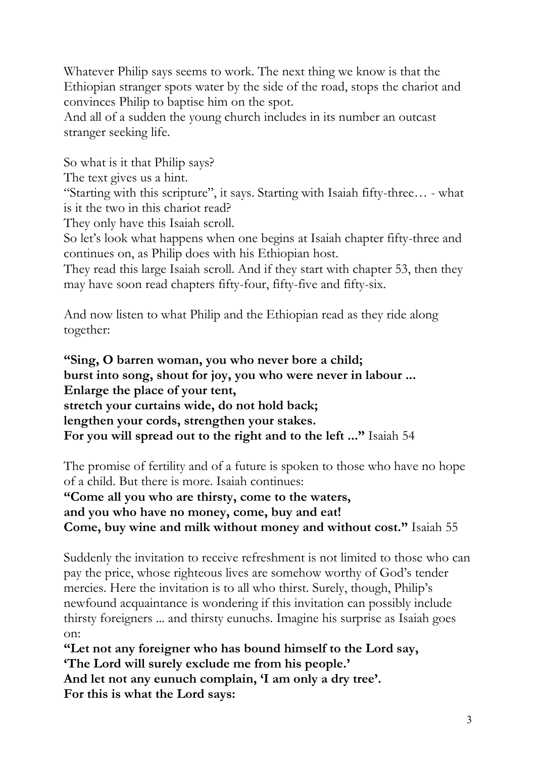Whatever Philip says seems to work. The next thing we know is that the Ethiopian stranger spots water by the side of the road, stops the chariot and convinces Philip to baptise him on the spot.
And all of a sudden the young church includes in its number an outcast stranger seeking life.

So what is it that Philip says?
The text gives us a hint.
"Starting with this scripture", it says. Starting with Isaiah fifty-three… - what is it the two in this chariot read?
They only have this Isaiah scroll.
So let's look what happens when one begins at Isaiah chapter fifty-three and continues on, as Philip does with his Ethiopian host.
They read this large Isaiah scroll. And if they start with chapter 53, then they may have soon read chapters fifty-four, fifty-five and fifty-six.

And now listen to what Philip and the Ethiopian read as they ride along together:

**"Sing, O barren woman, you who never bore a child;**
**burst into song, shout for joy, you who were never in labour ...**
**Enlarge the place of your tent,**
**stretch your curtains wide, do not hold back;**
**lengthen your cords, strengthen your stakes.**
**For you will spread out to the right and to the left ..."** Isaiah 54

The promise of fertility and of a future is spoken to those who have no hope of a child. But there is more. Isaiah continues:
**"Come all you who are thirsty, come to the waters,**
**and you who have no money, come, buy and eat!**
**Come, buy wine and milk without money and without cost."** Isaiah 55

Suddenly the invitation to receive refreshment is not limited to those who can pay the price, whose righteous lives are somehow worthy of God's tender mercies. Here the invitation is to all who thirst. Surely, though, Philip's newfound acquaintance is wondering if this invitation can possibly include thirsty foreigners ... and thirsty eunuchs. Imagine his surprise as Isaiah goes on:
**"Let not any foreigner who has bound himself to the Lord say,**
**'The Lord will surely exclude me from his people.'**
**And let not any eunuch complain, 'I am only a dry tree'.**
**For this is what the Lord says:**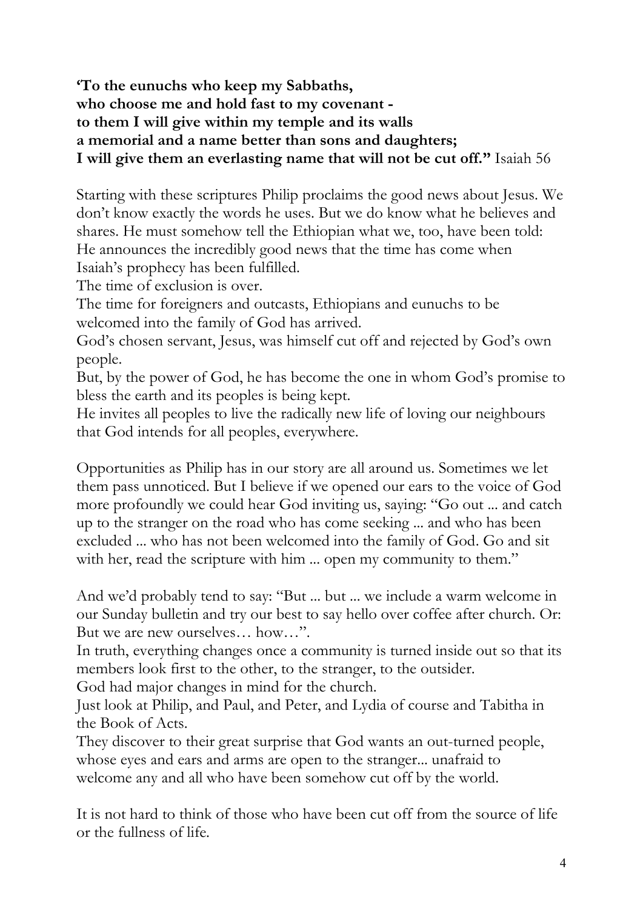**'To the eunuchs who keep my Sabbaths,**
**who choose me and hold fast to my covenant -**
**to them I will give within my temple and its walls**
**a memorial and a name better than sons and daughters;**
**I will give them an everlasting name that will not be cut off."** Isaiah 56

Starting with these scriptures Philip proclaims the good news about Jesus. We don't know exactly the words he uses. But we do know what he believes and shares. He must somehow tell the Ethiopian what we, too, have been told: He announces the incredibly good news that the time has come when Isaiah's prophecy has been fulfilled.

The time of exclusion is over.

The time for foreigners and outcasts, Ethiopians and eunuchs to be welcomed into the family of God has arrived.

God's chosen servant, Jesus, was himself cut off and rejected by God's own people.

But, by the power of God, he has become the one in whom God's promise to bless the earth and its peoples is being kept.

He invites all peoples to live the radically new life of loving our neighbours that God intends for all peoples, everywhere.

Opportunities as Philip has in our story are all around us. Sometimes we let them pass unnoticed. But I believe if we opened our ears to the voice of God more profoundly we could hear God inviting us, saying: "Go out ... and catch up to the stranger on the road who has come seeking ... and who has been excluded ... who has not been welcomed into the family of God. Go and sit with her, read the scripture with him ... open my community to them."

And we'd probably tend to say: "But ... but ... we include a warm welcome in our Sunday bulletin and try our best to say hello over coffee after church. Or: But we are new ourselves… how…".

In truth, everything changes once a community is turned inside out so that its members look first to the other, to the stranger, to the outsider.

God had major changes in mind for the church.

Just look at Philip, and Paul, and Peter, and Lydia of course and Tabitha in the Book of Acts.

They discover to their great surprise that God wants an out-turned people, whose eyes and ears and arms are open to the stranger... unafraid to welcome any and all who have been somehow cut off by the world.

It is not hard to think of those who have been cut off from the source of life or the fullness of life.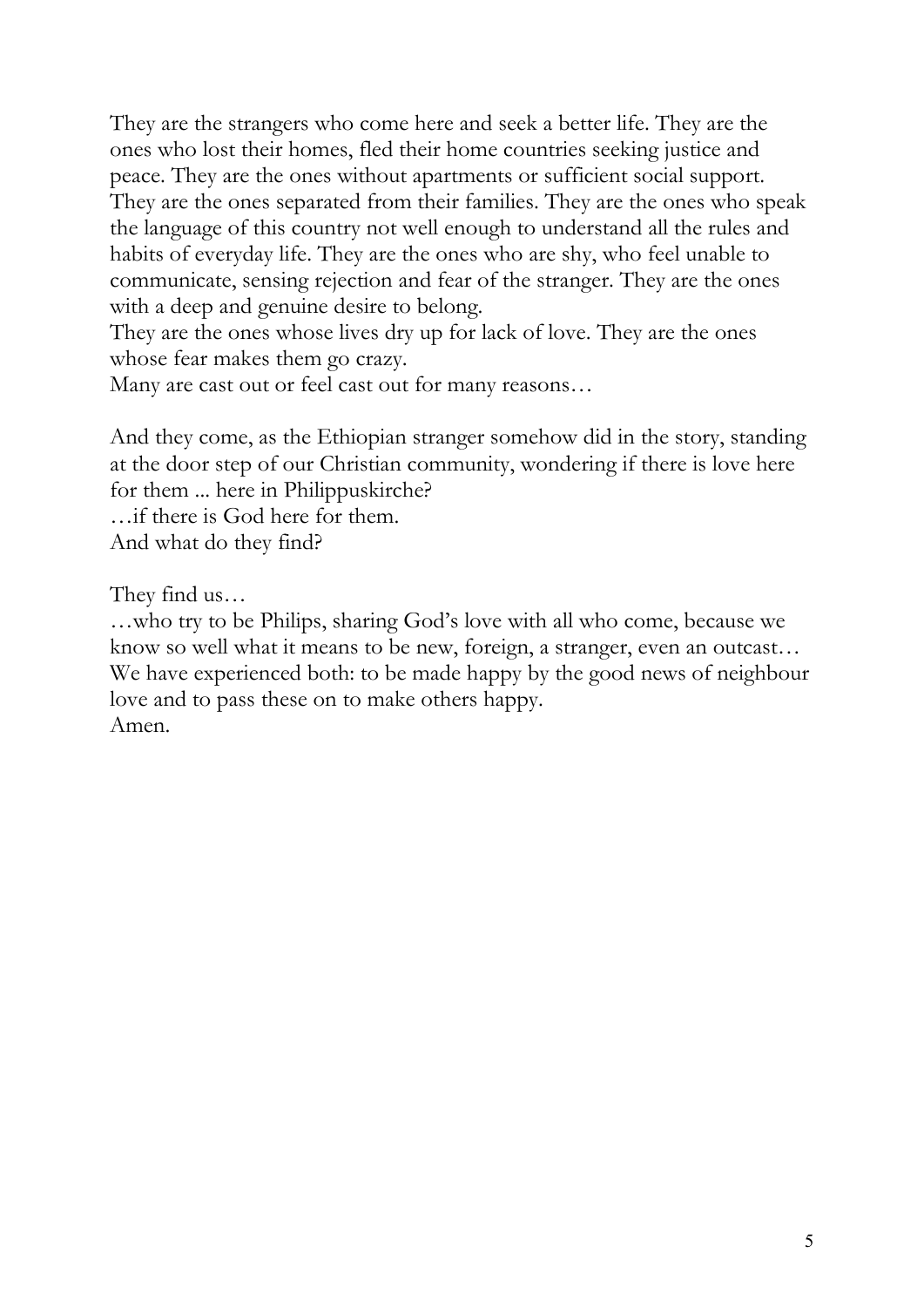They are the strangers who come here and seek a better life. They are the ones who lost their homes, fled their home countries seeking justice and peace. They are the ones without apartments or sufficient social support. They are the ones separated from their families. They are the ones who speak the language of this country not well enough to understand all the rules and habits of everyday life. They are the ones who are shy, who feel unable to communicate, sensing rejection and fear of the stranger. They are the ones with a deep and genuine desire to belong.
They are the ones whose lives dry up for lack of love. They are the ones whose fear makes them go crazy.
Many are cast out or feel cast out for many reasons…

And they come, as the Ethiopian stranger somehow did in the story, standing at the door step of our Christian community, wondering if there is love here for them ... here in Philippuskirche?
…if there is God here for them.
And what do they find?

They find us…
…who try to be Philips, sharing God's love with all who come, because we know so well what it means to be new, foreign, a stranger, even an outcast…
We have experienced both: to be made happy by the good news of neighbour love and to pass these on to make others happy.
Amen.